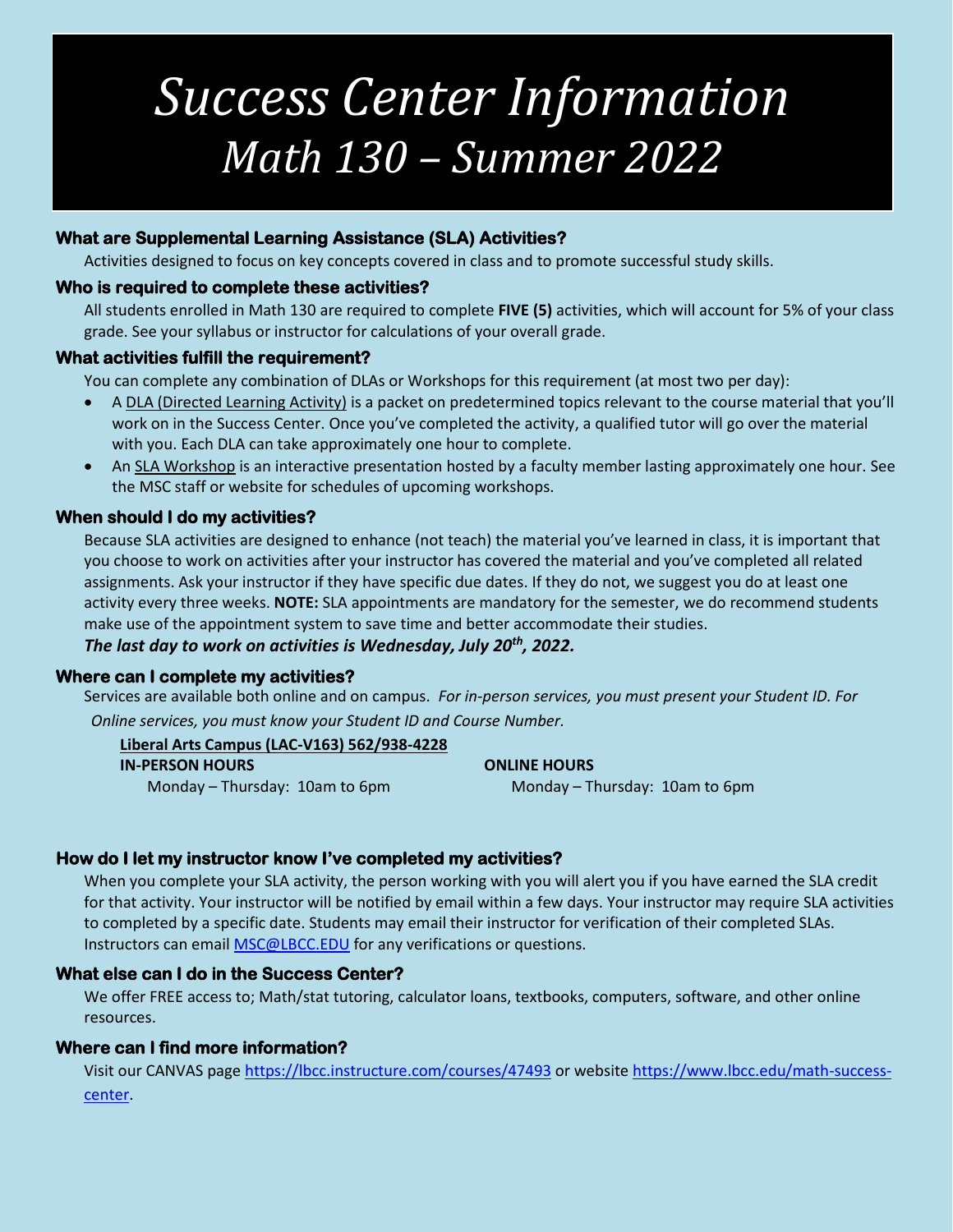# *Success Center Information*
# *Math 130 – Summer 2022*

### What are Supplemental Learning Assistance (SLA) Activities?

Activities designed to focus on key concepts covered in class and to promote successful study skills.

### Who is required to complete these activities?

All students enrolled in Math 130 are required to complete **FIVE (5)** activities, which will account for 5% of your class grade. See your syllabus or instructor for calculations of your overall grade.

### What activities fulfill the requirement?

You can complete any combination of DLAs or Workshops for this requirement (at most two per day):

- A <u>DLA (Directed Learning Activity)</u> is a packet on predetermined topics relevant to the course material that you'll work on in the Success Center. Once you've completed the activity, a qualified tutor will go over the material with you. Each DLA can take approximately one hour to complete.
- An <u>SLA Workshop</u> is an interactive presentation hosted by a faculty member lasting approximately one hour. See the MSC staff or website for schedules of upcoming workshops.

### When should I do my activities?

Because SLA activities are designed to enhance (not teach) the material you've learned in class, it is important that you choose to work on activities after your instructor has covered the material and you've completed all related assignments. Ask your instructor if they have specific due dates. If they do not, we suggest you do at least one activity every three weeks. **NOTE:** SLA appointments are mandatory for the semester, we do recommend students make use of the appointment system to save time and better accommodate their studies.

***The last day to work on activities is Wednesday, July 20th, 2022.***

### Where can I complete my activities?

Services are available both online and on campus. *For in-person services, you must present your Student ID. For Online services, you must know your Student ID and Course Number.*

**<u>Liberal Arts Campus (LAC-V163) 562/938-4228</u>**

**IN-PERSON HOURS**
Monday – Thursday: 10am to 6pm

**ONLINE HOURS**
Monday – Thursday: 10am to 6pm

### How do I let my instructor know I've completed my activities?

When you complete your SLA activity, the person working with you will alert you if you have earned the SLA credit for that activity. Your instructor will be notified by email within a few days. Your instructor may require SLA activities to completed by a specific date. Students may email their instructor for verification of their completed SLAs. Instructors can email MSC@LBCC.EDU for any verifications or questions.

### What else can I do in the Success Center?

We offer FREE access to; Math/stat tutoring, calculator loans, textbooks, computers, software, and other online resources.

### Where can I find more information?

Visit our CANVAS page https://lbcc.instructure.com/courses/47493 or website https://www.lbcc.edu/math-success-center.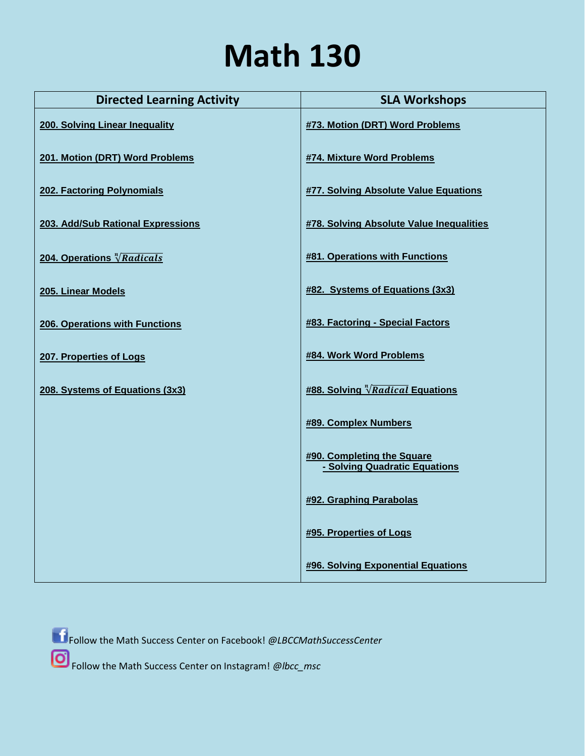# Math 130

| Directed Learning Activity | SLA Workshops |
| --- | --- |
| 200. Solving Linear Inequality | #73. Motion (DRT) Word Problems |
| 201. Motion (DRT) Word Problems | #74. Mixture Word Problems |
| 202. Factoring Polynomials | #77. Solving Absolute Value Equations |
| 203. Add/Sub Rational Expressions | #78. Solving Absolute Value Inequalities |
| 204. Operations $\sqrt[n]{Radicals}$ | #81. Operations with Functions |
| 205. Linear Models | #82. Systems of Equations (3x3) |
| 206. Operations with Functions | #83. Factoring - Special Factors |
| 207. Properties of Logs | #84. Work Word Problems |
| 208. Systems of Equations (3x3) | #88. Solving $\sqrt[n]{Radical}$ Equations |
| | #89. Complex Numbers |
| | #90. Completing the Square - Solving Quadratic Equations |
| | #92. Graphing Parabolas |
| | #95. Properties of Logs |
| | #96. Solving Exponential Equations |

Follow the Math Success Center on Facebook! *@LBCCMathSuccessCenter*

Follow the Math Success Center on Instagram! *@lbcc_msc*